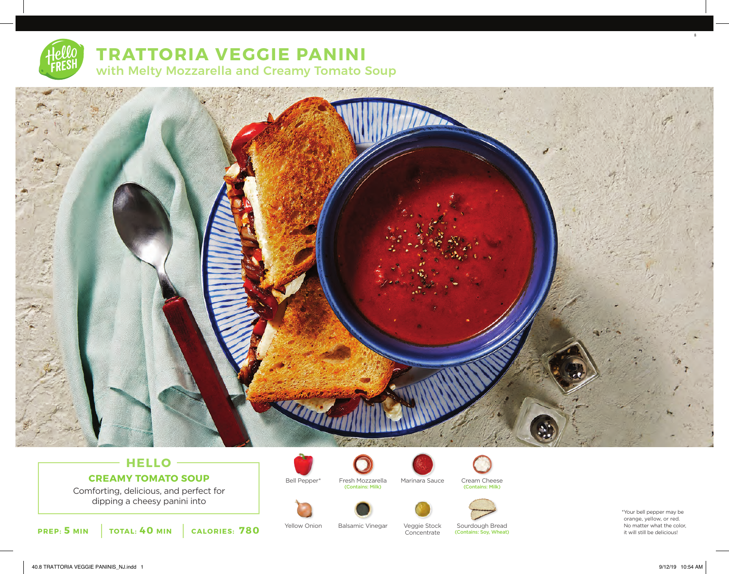# TRATTORIA VEGGIE PANINI

## with Melty Mozzarella and Creamy Tomato Soup

### HELLO

**CREAMY TOMATO SOUP**

Comforting, delicious, and perfect for dipping a cheesy panini into

**PREP: 5 MIN** | **TOTAL: 40 MIN** | **CALORIES: 780**

- Bell Pepper*
- Fresh Mozzarella (Contains: Milk)
- Marinara Sauce
- Cream Cheese (Contains: Milk)
- Yellow Onion
- Balsamic Vinegar
- Veggie Stock Concentrate
- Sourdough Bread (Contains: Soy, Wheat)

*Your bell pepper may be orange, yellow, or red. No matter what the color, it will still be delicious!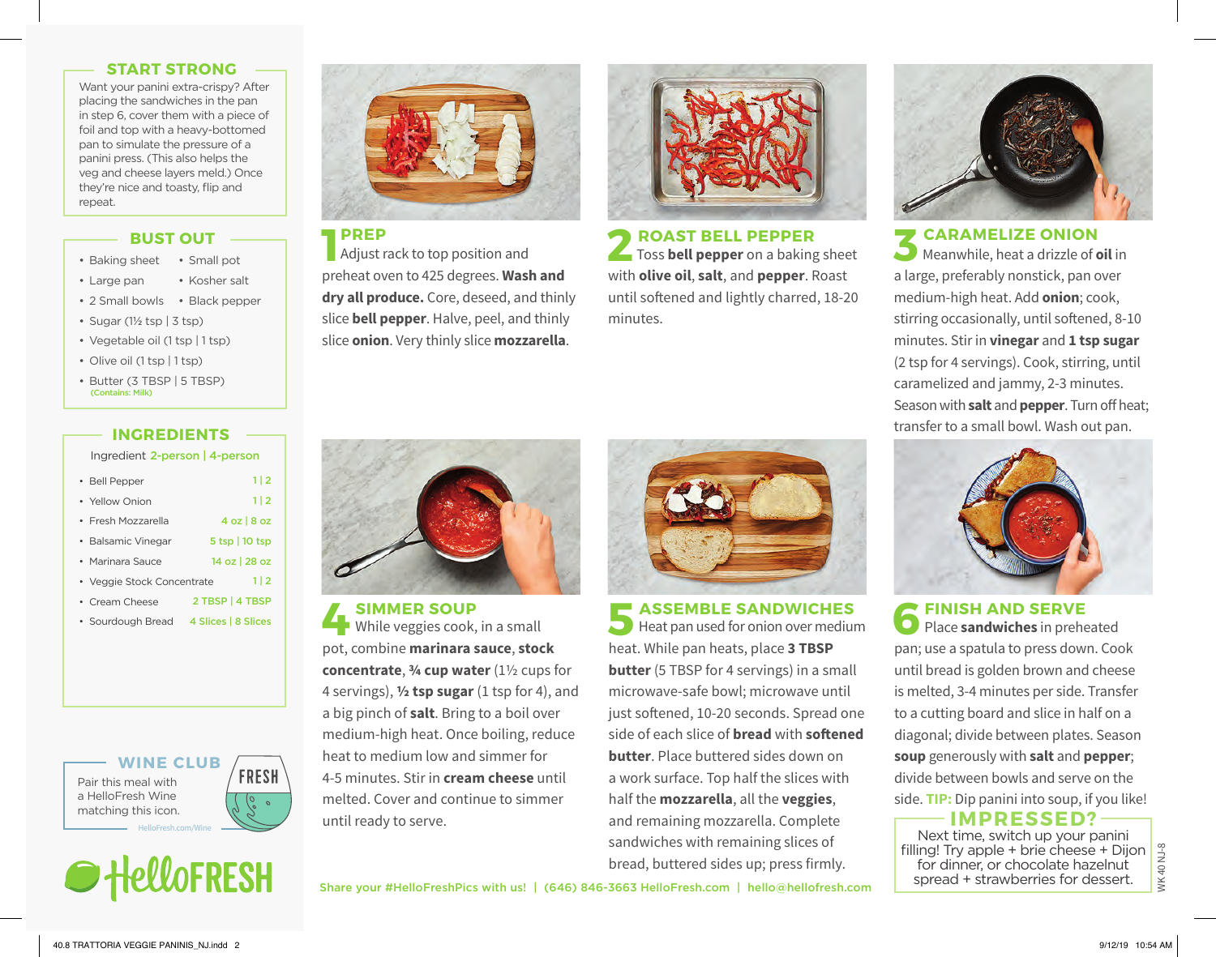## START STRONG

Want your panini extra-crispy? After placing the sandwiches in the pan in step 6, cover them with a piece of foil and top with a heavy-bottomed pan to simulate the pressure of a panini press. (This also helps the veg and cheese layers meld.) Once they're nice and toasty, flip and repeat.

## BUST OUT

- Baking sheet
- Small pot
- Large pan
- Kosher salt
- 2 Small bowls
- Black pepper
- Sugar (1½ tsp | 3 tsp)
- Vegetable oil (1 tsp | 1 tsp)
- Olive oil (1 tsp | 1 tsp)
- Butter (3 TBSP | 5 TBSP)
  (Contains: Milk)

## INGREDIENTS

| Ingredient | 2-person \| 4-person |
|---|---|
| Bell Pepper | 1 \| 2 |
| Yellow Onion | 1 \| 2 |
| Fresh Mozzarella | 4 oz \| 8 oz |
| Balsamic Vinegar | 5 tsp \| 10 tsp |
| Marinara Sauce | 14 oz \| 28 oz |
| Veggie Stock Concentrate | 1 \| 2 |
| Cream Cheese | 2 TBSP \| 4 TBSP |
| Sourdough Bread | 4 Slices \| 8 Slices |

## WINE CLUB

Pair this meal with a HelloFresh Wine matching this icon.

FRESH

HelloFresh.com/Wine

HelloFRESH

## 1 PREP

Adjust rack to top position and preheat oven to 425 degrees. **Wash and dry all produce.** Core, deseed, and thinly slice **bell pepper**. Halve, peel, and thinly slice **onion**. Very thinly slice **mozzarella**.

## 2 ROAST BELL PEPPER

Toss **bell pepper** on a baking sheet with **olive oil**, **salt**, and **pepper**. Roast until softened and lightly charred, 18-20 minutes.

## 3 CARAMELIZE ONION

Meanwhile, heat a drizzle of **oil** in a large, preferably nonstick, pan over medium-high heat. Add **onion**; cook, stirring occasionally, until softened, 8-10 minutes. Stir in **vinegar** and **1 tsp sugar** (2 tsp for 4 servings). Cook, stirring, until caramelized and jammy, 2-3 minutes. Season with **salt** and **pepper**. Turn off heat; transfer to a small bowl. Wash out pan.

## 4 SIMMER SOUP

While veggies cook, in a small pot, combine **marinara sauce**, **stock concentrate**, **¾ cup water** (1½ cups for 4 servings), **½ tsp sugar** (1 tsp for 4), and a big pinch of **salt**. Bring to a boil over medium-high heat. Once boiling, reduce heat to medium low and simmer for 4-5 minutes. Stir in **cream cheese** until melted. Cover and continue to simmer until ready to serve.

## 5 ASSEMBLE SANDWICHES

Heat pan used for onion over medium heat. While pan heats, place **3 TBSP butter** (5 TBSP for 4 servings) in a small microwave-safe bowl; microwave until just softened, 10-20 seconds. Spread one side of each slice of **bread** with **softened butter**. Place buttered sides down on a work surface. Top half the slices with half the **mozzarella**, all the **veggies**, and remaining mozzarella. Complete sandwiches with remaining slices of bread, buttered sides up; press firmly.

## 6 FINISH AND SERVE

Place **sandwiches** in preheated pan; use a spatula to press down. Cook until bread is golden brown and cheese is melted, 3-4 minutes per side. Transfer to a cutting board and slice in half on a diagonal; divide between plates. Season **soup** generously with **salt** and **pepper**; divide between bowls and serve on the side. **TIP:** Dip panini into soup, if you like!

## IMPRESSED?

Next time, switch up your panini filling! Try apple + brie cheese + Dijon for dinner, or chocolate hazelnut spread + strawberries for dessert.

Share your #HelloFreshPics with us! | (646) 846-3663 HelloFresh.com | hello@hellofresh.com

WK 40 NJ-8